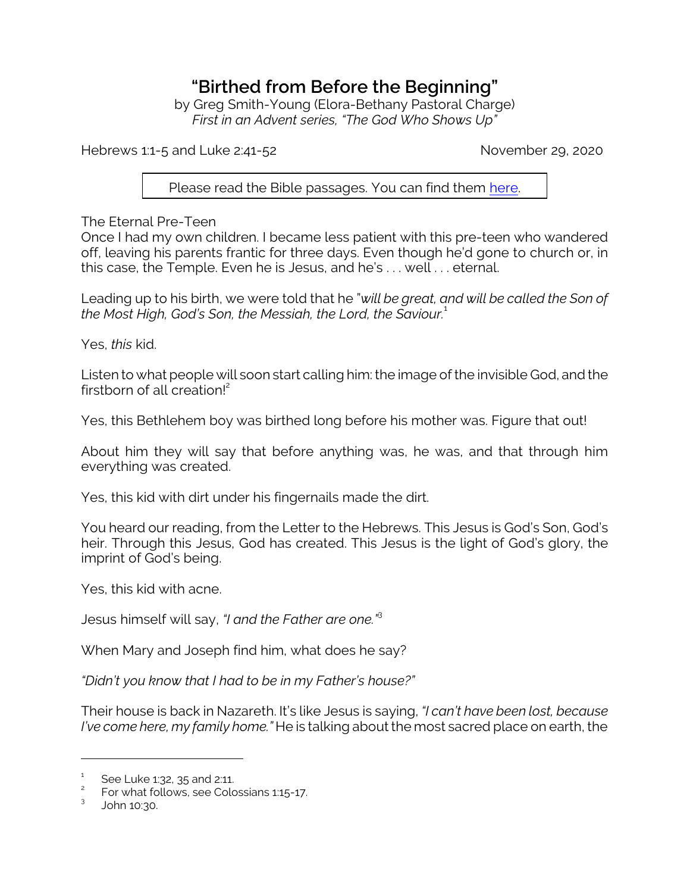# "Birthed from Before the Beginning"

by Greg Smith-Young (Elora-Bethany Pastoral Charge)
*First in an Advent series, "The God Who Shows Up"*

Hebrews 1:1-5 and Luke 2:41-52 November 29, 2020

Please read the Bible passages. You can find them here.

The Eternal Pre-Teen

Once I had my own children. I became less patient with this pre-teen who wandered off, leaving his parents frantic for three days. Even though he'd gone to church or, in this case, the Temple. Even he is Jesus, and he's . . . well . . . eternal.

Leading up to his birth, we were told that he "*will be great, and will be called the Son of the Most High, God's Son, the Messiah, the Lord, the Saviour.*[1]

Yes, *this* kid.

Listen to what people will soon start calling him: the image of the invisible God, and the firstborn of all creation![2]

Yes, this Bethlehem boy was birthed long before his mother was. Figure that out!

About him they will say that before anything was, he was, and that through him everything was created.

Yes, this kid with dirt under his fingernails made the dirt.

You heard our reading, from the Letter to the Hebrews. This Jesus is God's Son, God's heir. Through this Jesus, God has created. This Jesus is the light of God's glory, the imprint of God's being.

Yes, this kid with acne.

Jesus himself will say, *"I and the Father are one."*[3]

When Mary and Joseph find him, what does he say?

*"Didn't you know that I had to be in my Father's house?"*

Their house is back in Nazareth. It's like Jesus is saying, *"I can't have been lost, because I've come here, my family home."* He is talking about the most sacred place on earth, the

---

[1] See Luke 1:32, 35 and 2:11.

[2] For what follows, see Colossians 1:15-17.

[3] John 10:30.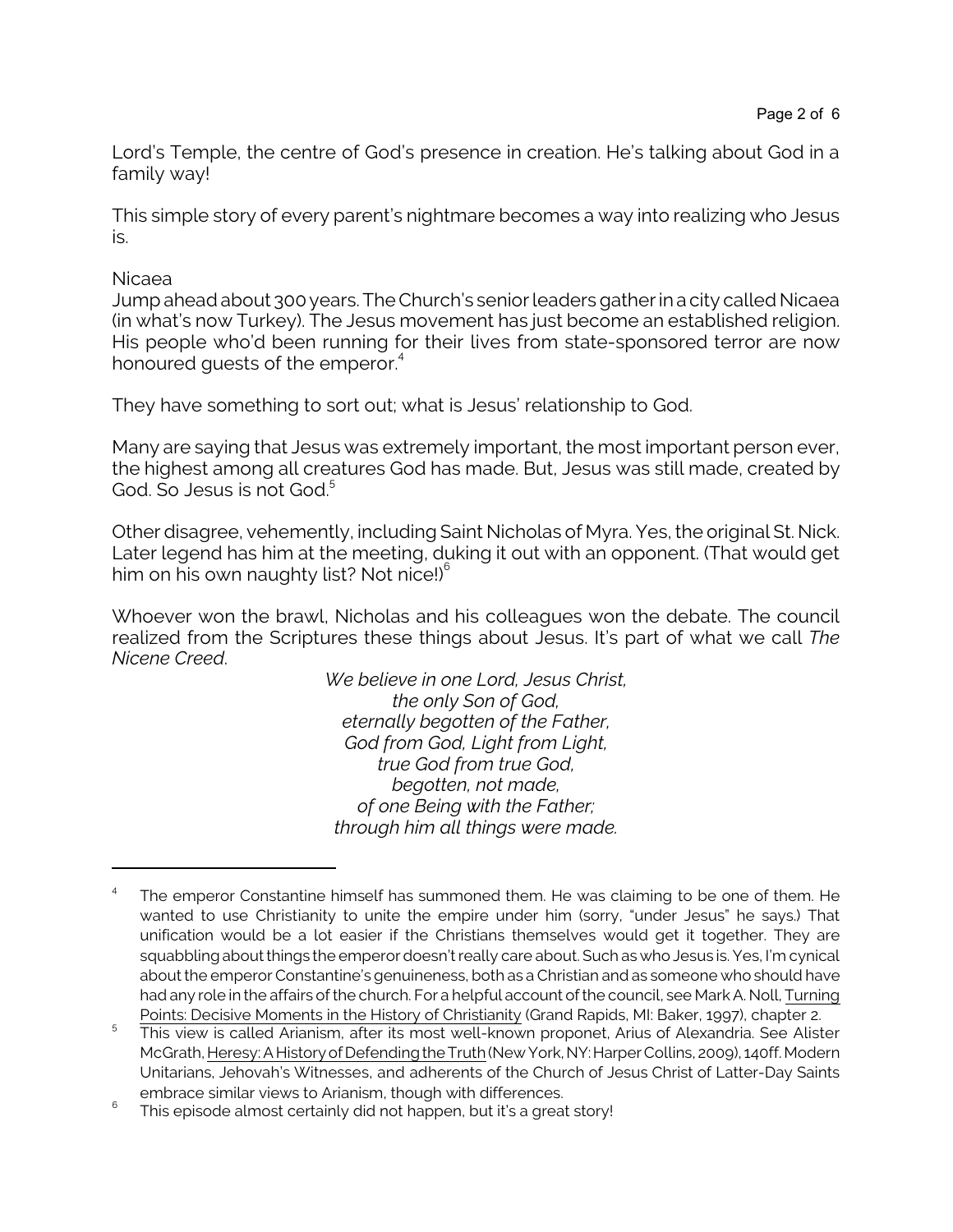Lord's Temple, the centre of God's presence in creation. He's talking about God in a family way!

This simple story of every parent's nightmare becomes a way into realizing who Jesus is.

## Nicaea

Jump ahead about 300 years. The Church's senior leaders gather in a city called Nicaea (in what's now Turkey). The Jesus movement has just become an established religion. His people who'd been running for their lives from state-sponsored terror are now honoured guests of the emperor.[4]

They have something to sort out; what is Jesus' relationship to God.

Many are saying that Jesus was extremely important, the most important person ever, the highest among all creatures God has made. But, Jesus was still made, created by God. So Jesus is not God.[5]

Other disagree, vehemently, including Saint Nicholas of Myra. Yes, the original St. Nick. Later legend has him at the meeting, duking it out with an opponent. (That would get him on his own naughty list? Not nice!)[6]

Whoever won the brawl, Nicholas and his colleagues won the debate. The council realized from the Scriptures these things about Jesus. It's part of what we call *The Nicene Creed*.

*We believe in one Lord, Jesus Christ,*
*the only Son of God,*
*eternally begotten of the Father,*
*God from God, Light from Light,*
*true God from true God,*
*begotten, not made,*
*of one Being with the Father;*
*through him all things were made.*

---

[4] The emperor Constantine himself has summoned them. He was claiming to be one of them. He wanted to use Christianity to unite the empire under him (sorry, "under Jesus" he says.) That unification would be a lot easier if the Christians themselves would get it together. They are squabbling about things the emperor doesn't really care about. Such as who Jesus is. Yes, I'm cynical about the emperor Constantine's genuineness, both as a Christian and as someone who should have had any role in the affairs of the church. For a helpful account of the council, see Mark A. Noll, Turning Points: Decisive Moments in the History of Christianity (Grand Rapids, MI: Baker, 1997), chapter 2.

[5] This view is called Arianism, after its most well-known proponet, Arius of Alexandria. See Alister McGrath, Heresy: A History of Defending the Truth (New York, NY: Harper Collins, 2009), 140ff. Modern Unitarians, Jehovah's Witnesses, and adherents of the Church of Jesus Christ of Latter-Day Saints embrace similar views to Arianism, though with differences.

[6] This episode almost certainly did not happen, but it's a great story!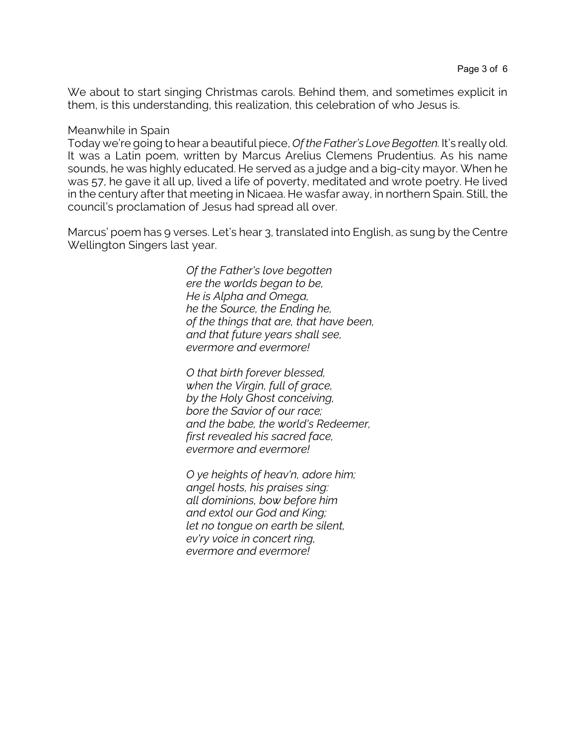We about to start singing Christmas carols. Behind them, and sometimes explicit in them, is this understanding, this realization, this celebration of who Jesus is.

Meanwhile in Spain

Today we're going to hear a beautiful piece, *Of the Father's Love Begotten.* It's really old. It was a Latin poem, written by Marcus Arelius Clemens Prudentius. As his name sounds, he was highly educated. He served as a judge and a big-city mayor. When he was 57, he gave it all up, lived a life of poverty, meditated and wrote poetry. He lived in the century after that meeting in Nicaea. He wasfar away, in northern Spain. Still, the council's proclamation of Jesus had spread all over.

Marcus' poem has 9 verses. Let's hear 3, translated into English, as sung by the Centre Wellington Singers last year.

*Of the Father's love begotten*
*ere the worlds began to be,*
*He is Alpha and Omega,*
*he the Source, the Ending he,*
*of the things that are, that have been,*
*and that future years shall see,*
*evermore and evermore!*

*O that birth forever blessed,*
*when the Virgin, full of grace,*
*by the Holy Ghost conceiving,*
*bore the Savior of our race;*
*and the babe, the world's Redeemer,*
*first revealed his sacred face,*
*evermore and evermore!*

*O ye heights of heav'n, adore him;*
*angel hosts, his praises sing:*
*all dominions, bow before him*
*and extol our God and King;*
*let no tongue on earth be silent,*
*ev'ry voice in concert ring,*
*evermore and evermore!*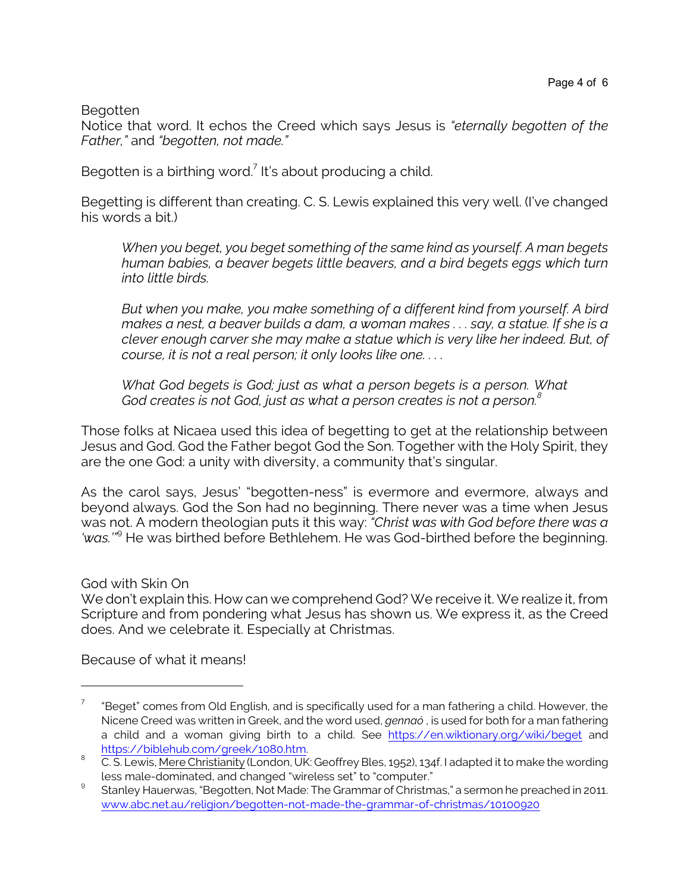## Begotten

Notice that word. It echos the Creed which says Jesus is *"eternally begotten of the Father,"* and *"begotten, not made."*

Begotten is a birthing word.[7] It's about producing a child.

Begetting is different than creating. C. S. Lewis explained this very well. (I've changed his words a bit.)

> *When you beget, you beget something of the same kind as yourself. A man begets human babies, a beaver begets little beavers, and a bird begets eggs which turn into little birds.*
>
> *But when you make, you make something of a different kind from yourself. A bird makes a nest, a beaver builds a dam, a woman makes . . . say, a statue. If she is a clever enough carver she may make a statue which is very like her indeed. But, of course, it is not a real person; it only looks like one. . . .*
>
> *What God begets is God; just as what a person begets is a person. What God creates is not God, just as what a person creates is not a person.*[8]

Those folks at Nicaea used this idea of begetting to get at the relationship between Jesus and God. God the Father begot God the Son. Together with the Holy Spirit, they are the one God: a unity with diversity, a community that's singular.

As the carol says, Jesus' "begotten-ness" is evermore and evermore, always and beyond always. God the Son had no beginning. There never was a time when Jesus was not. A modern theologian puts it this way: *"Christ was with God before there was a 'was.'"*[9] He was birthed before Bethlehem. He was God-birthed before the beginning.

## God with Skin On

We don't explain this. How can we comprehend God? We receive it. We realize it, from Scripture and from pondering what Jesus has shown us. We express it, as the Creed does. And we celebrate it. Especially at Christmas.

Because of what it means!

---

[7] "Beget" comes from Old English, and is specifically used for a man fathering a child. However, the Nicene Creed was written in Greek, and the word used, *gennaó* , is used for both for a man fathering a child and a woman giving birth to a child. See https://en.wiktionary.org/wiki/beget and https://biblehub.com/greek/1080.htm.

[8] C. S. Lewis, Mere Christianity (London, UK: Geoffrey Bles, 1952), 134f. I adapted it to make the wording less male-dominated, and changed "wireless set" to "computer."

[9] Stanley Hauerwas, "Begotten, Not Made: The Grammar of Christmas," a sermon he preached in 2011. www.abc.net.au/religion/begotten-not-made-the-grammar-of-christmas/10100920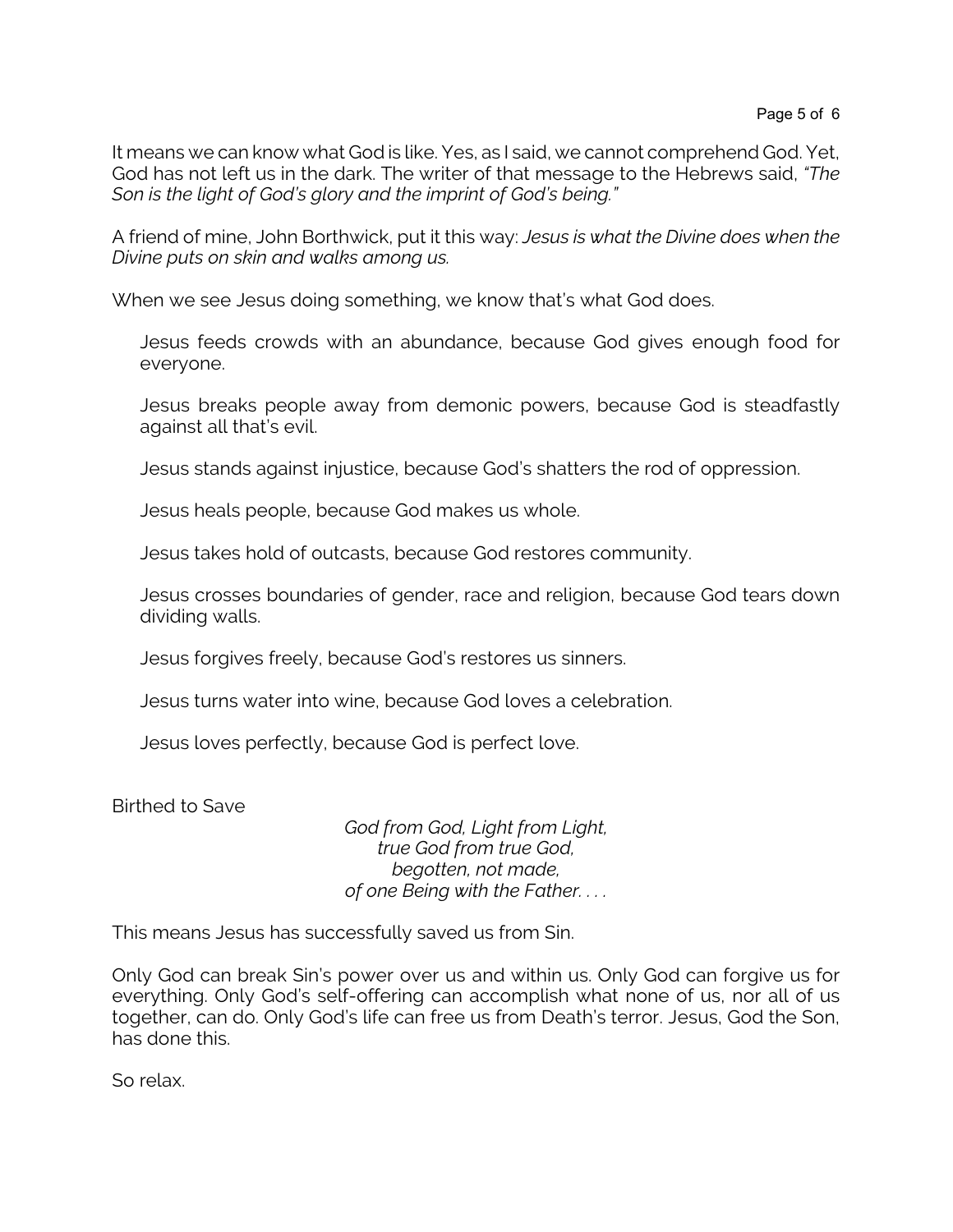It means we can know what God is like. Yes, as I said, we cannot comprehend God. Yet, God has not left us in the dark. The writer of that message to the Hebrews said, *"The Son is the light of God's glory and the imprint of God's being."*

A friend of mine, John Borthwick, put it this way: *Jesus is what the Divine does when the Divine puts on skin and walks among us.*

When we see Jesus doing something, we know that's what God does.

> Jesus feeds crowds with an abundance, because God gives enough food for everyone.
>
> Jesus breaks people away from demonic powers, because God is steadfastly against all that's evil.
>
> Jesus stands against injustice, because God's shatters the rod of oppression.
>
> Jesus heals people, because God makes us whole.
>
> Jesus takes hold of outcasts, because God restores community.
>
> Jesus crosses boundaries of gender, race and religion, because God tears down dividing walls.
>
> Jesus forgives freely, because God's restores us sinners.
>
> Jesus turns water into wine, because God loves a celebration.
>
> Jesus loves perfectly, because God is perfect love.

## Birthed to Save

*God from God, Light from Light,*
*true God from true God,*
*begotten, not made,*
*of one Being with the Father. . . .*

This means Jesus has successfully saved us from Sin.

Only God can break Sin's power over us and within us. Only God can forgive us for everything. Only God's self-offering can accomplish what none of us, nor all of us together, can do. Only God's life can free us from Death's terror. Jesus, God the Son, has done this.

So relax.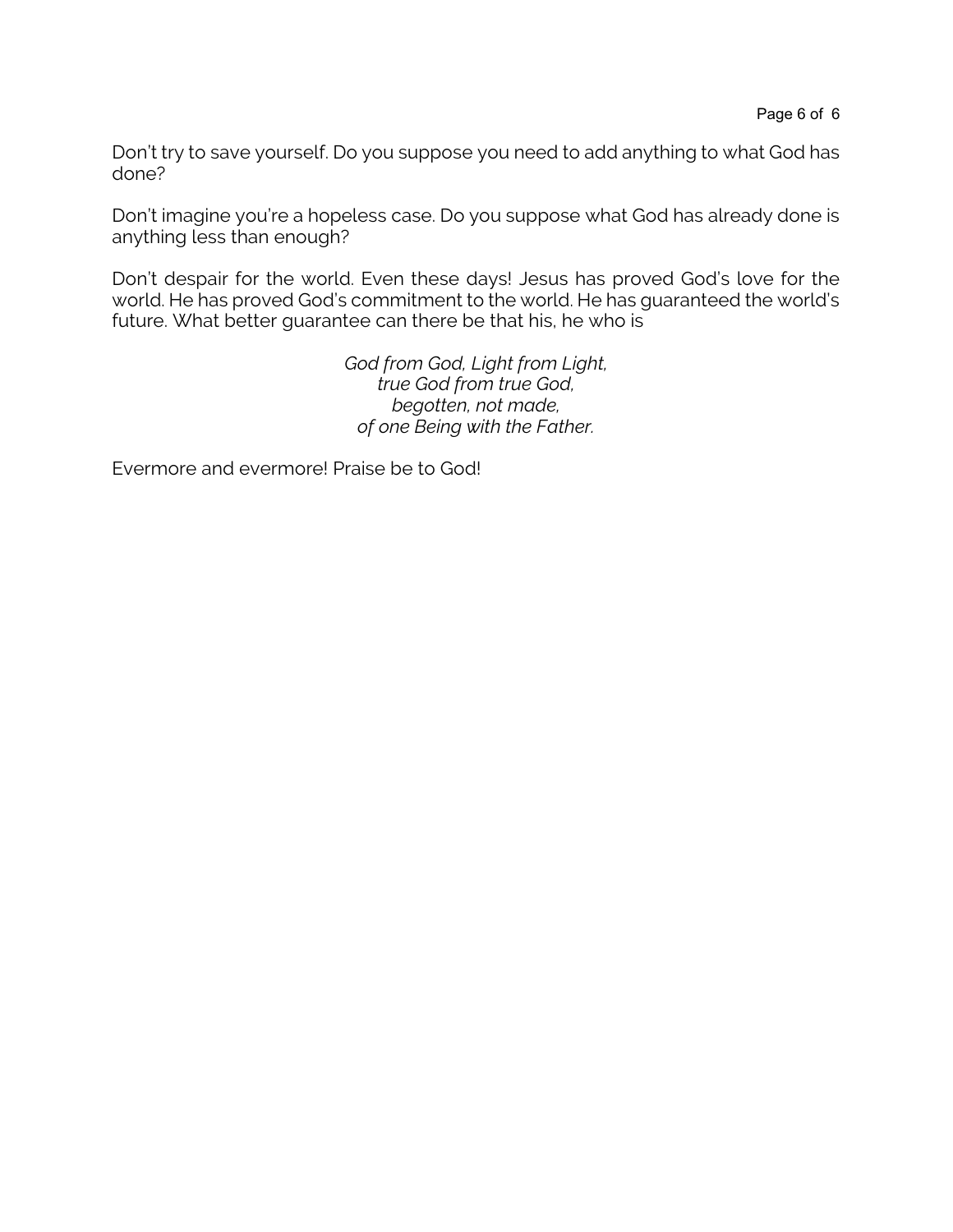Don't try to save yourself. Do you suppose you need to add anything to what God has done?

Don't imagine you're a hopeless case. Do you suppose what God has already done is anything less than enough?

Don't despair for the world. Even these days! Jesus has proved God's love for the world. He has proved God's commitment to the world. He has guaranteed the world's future. What better guarantee can there be that his, he who is

*God from God, Light from Light,*  
*true God from true God,*  
*begotten, not made,*  
*of one Being with the Father.*

Evermore and evermore! Praise be to God!